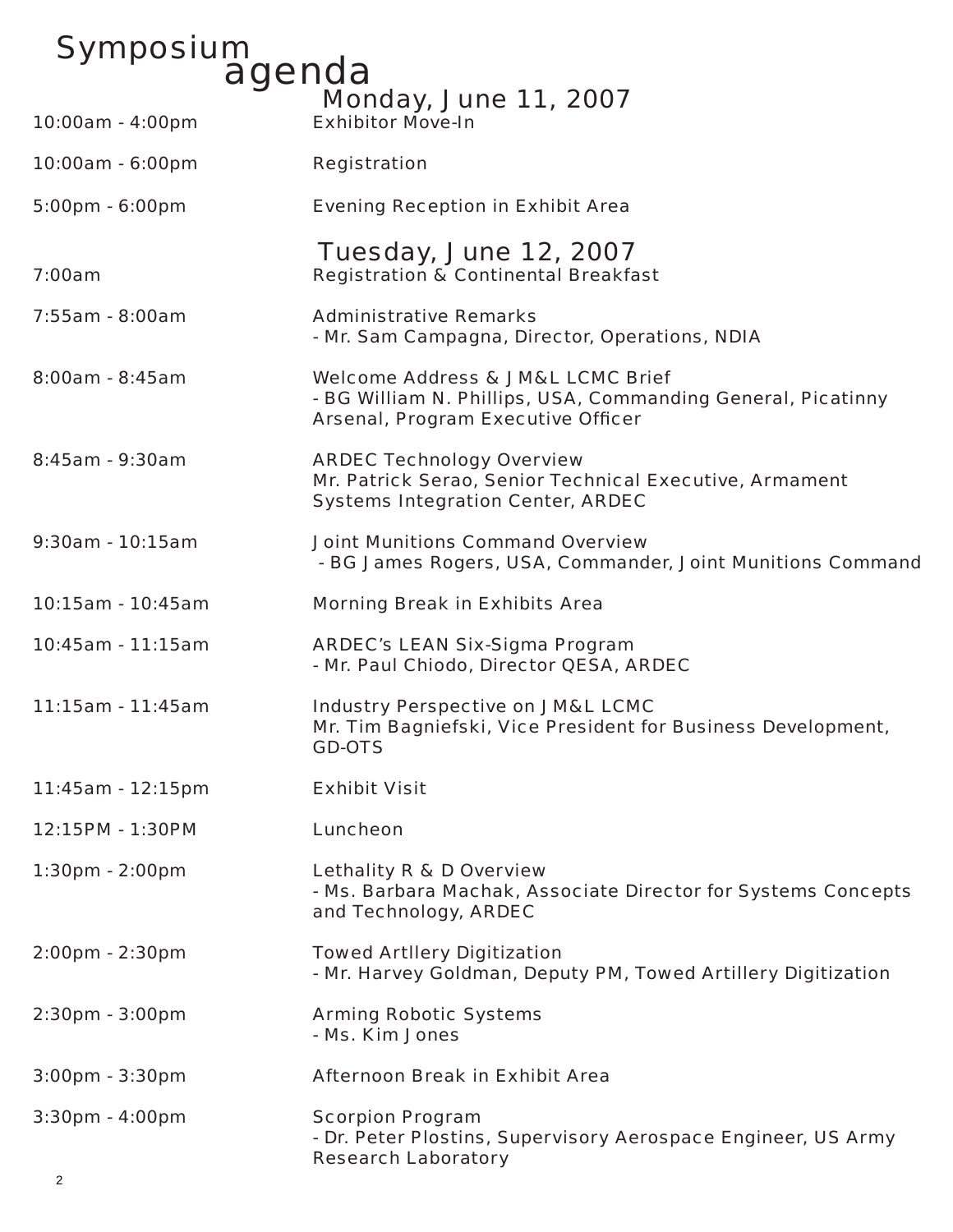# Symposium agenda

## Monday, June 11, 2007

| | |
|---|---|
| 10:00am - 4:00pm | Exhibitor Move-In |
| 10:00am - 6:00pm | Registration |
| 5:00pm - 6:00pm | Evening Reception in Exhibit Area |

## Tuesday, June 12, 2007

| | |
|---|---|
| 7:00am | Registration & Continental Breakfast |
| 7:55am - 8:00am | Administrative Remarks<br>- Mr. Sam Campagna, Director, Operations, NDIA |
| 8:00am - 8:45am | Welcome Address & JM&L LCMC Brief<br>- BG William N. Phillips, USA, Commanding General, Picatinny Arsenal, Program Executive Officer |
| 8:45am - 9:30am | ARDEC Technology Overview<br>Mr. Patrick Serao, Senior Technical Executive, Armament Systems Integration Center, ARDEC |
| 9:30am - 10:15am | Joint Munitions Command Overview<br>- BG James Rogers, USA, Commander, Joint Munitions Command |
| 10:15am - 10:45am | Morning Break in Exhibits Area |
| 10:45am - 11:15am | ARDEC's LEAN Six-Sigma Program<br>- Mr. Paul Chiodo, Director QESA, ARDEC |
| 11:15am - 11:45am | Industry Perspective on JM&L LCMC<br>Mr. Tim Bagniefski, Vice President for Business Development, GD-OTS |
| 11:45am - 12:15pm | Exhibit Visit |
| 12:15PM - 1:30PM | Luncheon |
| 1:30pm - 2:00pm | Lethality R & D Overview<br>- Ms. Barbara Machak, Associate Director for Systems Concepts and Technology, ARDEC |
| 2:00pm - 2:30pm | Towed Artllery Digitization<br>- Mr. Harvey Goldman, Deputy PM, Towed Artillery Digitization |
| 2:30pm - 3:00pm | Arming Robotic Systems<br>- Ms. Kim Jones |
| 3:00pm - 3:30pm | Afternoon Break in Exhibit Area |
| 3:30pm - 4:00pm | Scorpion Program<br>- Dr. Peter Plostins, Supervisory Aerospace Engineer, US Army Research Laboratory |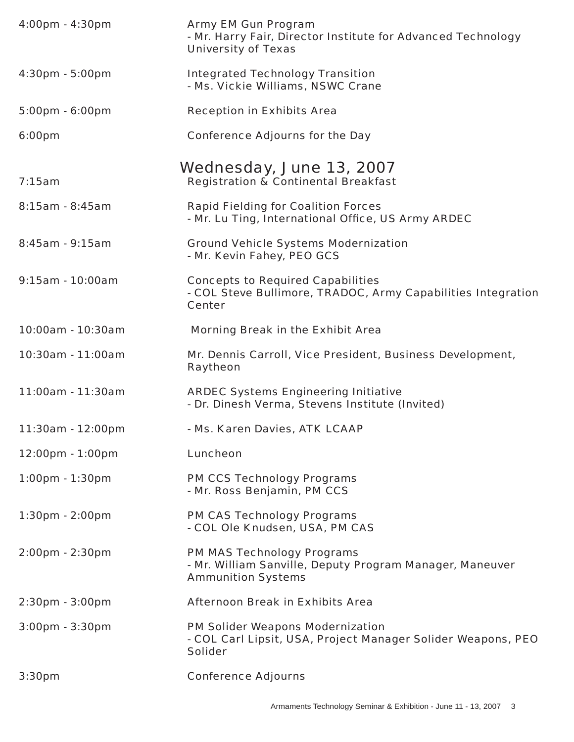4:00pm - 4:30pm Army EM Gun Program
- Mr. Harry Fair, Director Institute for Advanced Technology University of Texas

4:30pm - 5:00pm Integrated Technology Transition
- Ms. Vickie Williams, NSWC Crane

5:00pm - 6:00pm Reception in Exhibits Area

6:00pm Conference Adjourns for the Day

## Wednesday, June 13, 2007

7:15am Registration & Continental Breakfast

8:15am - 8:45am Rapid Fielding for Coalition Forces
- Mr. Lu Ting, International Office, US Army ARDEC

8:45am - 9:15am Ground Vehicle Systems Modernization
- Mr. Kevin Fahey, PEO GCS

9:15am - 10:00am Concepts to Required Capabilities
- COL Steve Bullimore, TRADOC, Army Capabilities Integration Center

10:00am - 10:30am Morning Break in the Exhibit Area

10:30am - 11:00am Mr. Dennis Carroll, Vice President, Business Development, Raytheon

11:00am - 11:30am ARDEC Systems Engineering Initiative
- Dr. Dinesh Verma, Stevens Institute (Invited)

11:30am - 12:00pm - Ms. Karen Davies, ATK LCAAP

12:00pm - 1:00pm Luncheon

1:00pm - 1:30pm PM CCS Technology Programs
- Mr. Ross Benjamin, PM CCS

1:30pm - 2:00pm PM CAS Technology Programs
- COL Ole Knudsen, USA, PM CAS

2:00pm - 2:30pm PM MAS Technology Programs
- Mr. William Sanville, Deputy Program Manager, Maneuver Ammunition Systems

2:30pm - 3:00pm Afternoon Break in Exhibits Area

3:00pm - 3:30pm PM Solider Weapons Modernization
- COL Carl Lipsit, USA, Project Manager Solider Weapons, PEO Solider

3:30pm Conference Adjourns